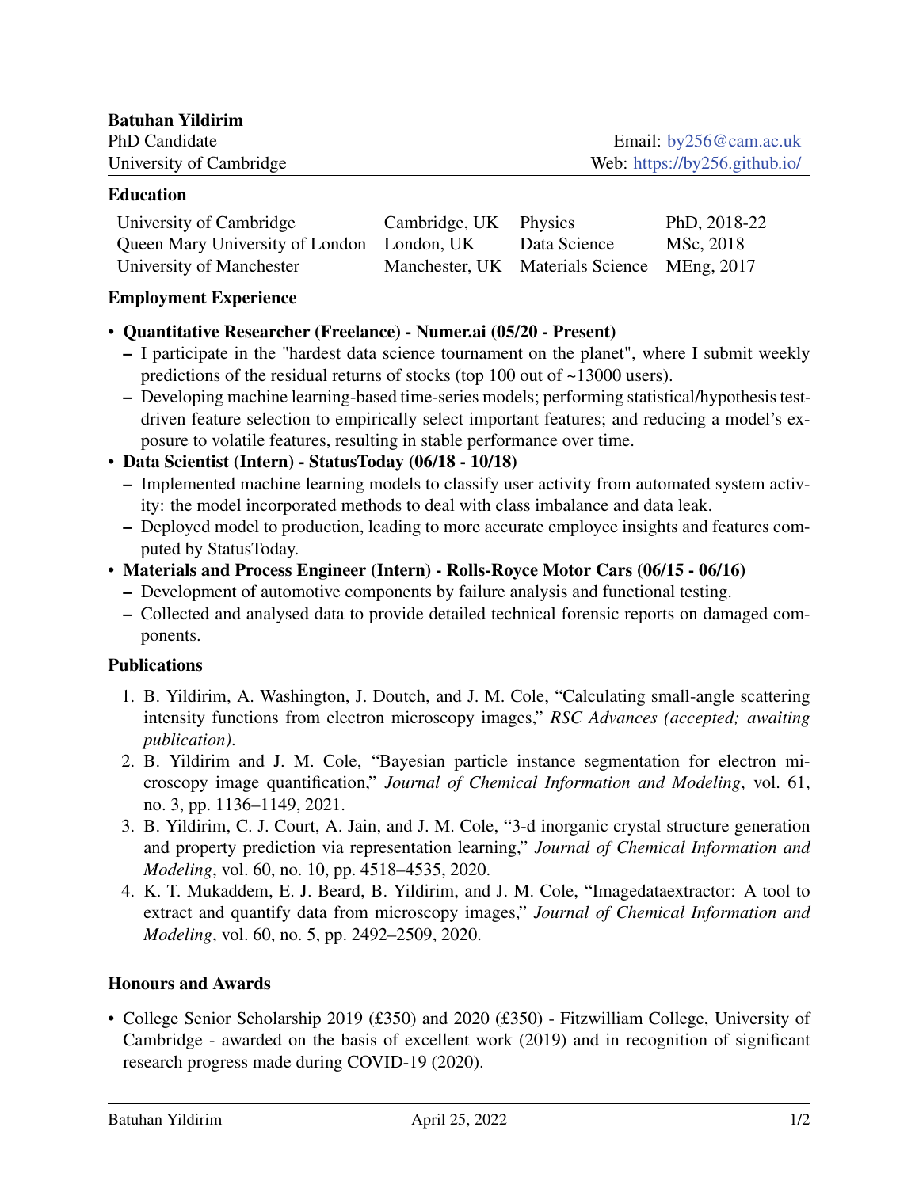**Batuhan Yildirim**

PhD Candidate
University of Cambridge

Email: by256@cam.ac.uk
Web: https://by256.github.io/

## Education

| | | | |
|---|---|---|---|
| University of Cambridge | Cambridge, UK | Physics | PhD, 2018-22 |
| Queen Mary University of London | London, UK | Data Science | MSc, 2018 |
| University of Manchester | Manchester, UK | Materials Science | MEng, 2017 |

## Employment Experience

- **Quantitative Researcher (Freelance) - Numer.ai (05/20 - Present)**
  - I participate in the "hardest data science tournament on the planet", where I submit weekly predictions of the residual returns of stocks (top 100 out of ~13000 users).
  - Developing machine learning-based time-series models; performing statistical/hypothesis test-driven feature selection to empirically select important features; and reducing a model's exposure to volatile features, resulting in stable performance over time.
- **Data Scientist (Intern) - StatusToday (06/18 - 10/18)**
  - Implemented machine learning models to classify user activity from automated system activity: the model incorporated methods to deal with class imbalance and data leak.
  - Deployed model to production, leading to more accurate employee insights and features computed by StatusToday.
- **Materials and Process Engineer (Intern) - Rolls-Royce Motor Cars (06/15 - 06/16)**
  - Development of automotive components by failure analysis and functional testing.
  - Collected and analysed data to provide detailed technical forensic reports on damaged components.

## Publications

1. B. Yildirim, A. Washington, J. Doutch, and J. M. Cole, "Calculating small-angle scattering intensity functions from electron microscopy images," *RSC Advances (accepted; awaiting publication)*.
2. B. Yildirim and J. M. Cole, "Bayesian particle instance segmentation for electron microscopy image quantification," *Journal of Chemical Information and Modeling*, vol. 61, no. 3, pp. 1136–1149, 2021.
3. B. Yildirim, C. J. Court, A. Jain, and J. M. Cole, "3-d inorganic crystal structure generation and property prediction via representation learning," *Journal of Chemical Information and Modeling*, vol. 60, no. 10, pp. 4518–4535, 2020.
4. K. T. Mukaddem, E. J. Beard, B. Yildirim, and J. M. Cole, "Imagedataextractor: A tool to extract and quantify data from microscopy images," *Journal of Chemical Information and Modeling*, vol. 60, no. 5, pp. 2492–2509, 2020.

## Honours and Awards

- College Senior Scholarship 2019 (£350) and 2020 (£350) - Fitzwilliam College, University of Cambridge - awarded on the basis of excellent work (2019) and in recognition of significant research progress made during COVID-19 (2020).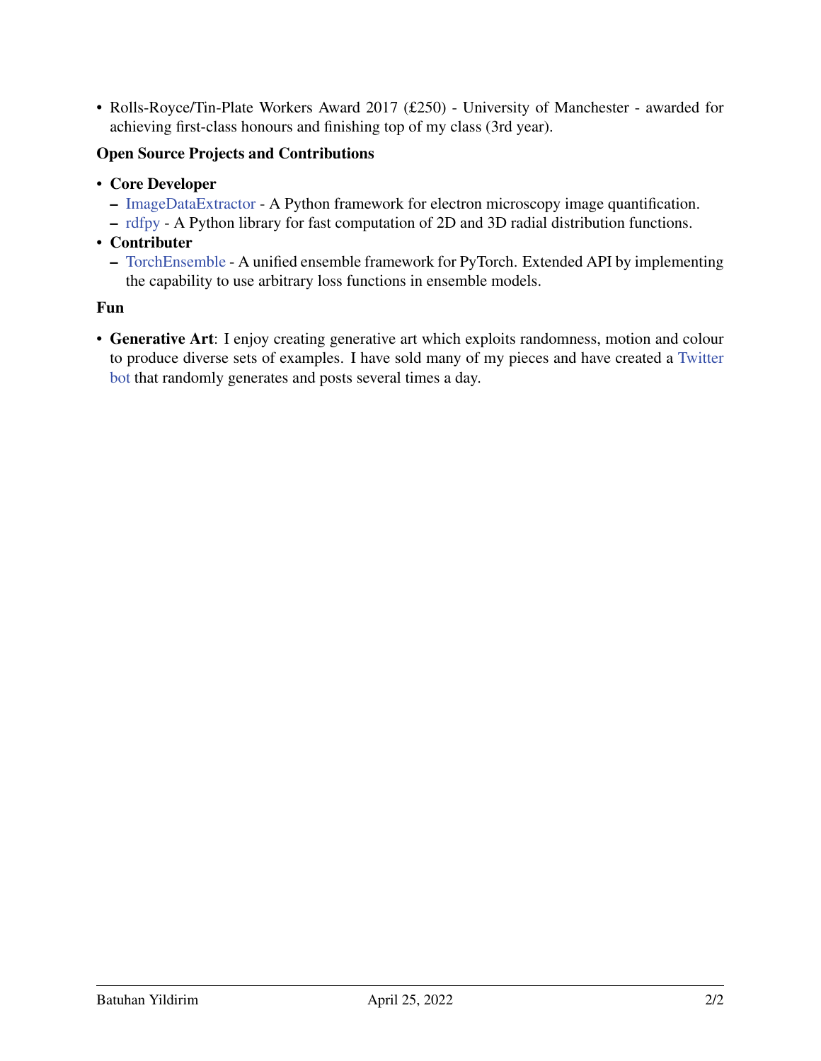- Rolls-Royce/Tin-Plate Workers Award 2017 (£250) - University of Manchester - awarded for achieving first-class honours and finishing top of my class (3rd year).

### Open Source Projects and Contributions

- **Core Developer**
  - ImageDataExtractor - A Python framework for electron microscopy image quantification.
  - rdfpy - A Python library for fast computation of 2D and 3D radial distribution functions.
- **Contributer**
  - TorchEnsemble - A unified ensemble framework for PyTorch. Extended API by implementing the capability to use arbitrary loss functions in ensemble models.

### Fun

- **Generative Art**: I enjoy creating generative art which exploits randomness, motion and colour to produce diverse sets of examples. I have sold many of my pieces and have created a Twitter bot that randomly generates and posts several times a day.